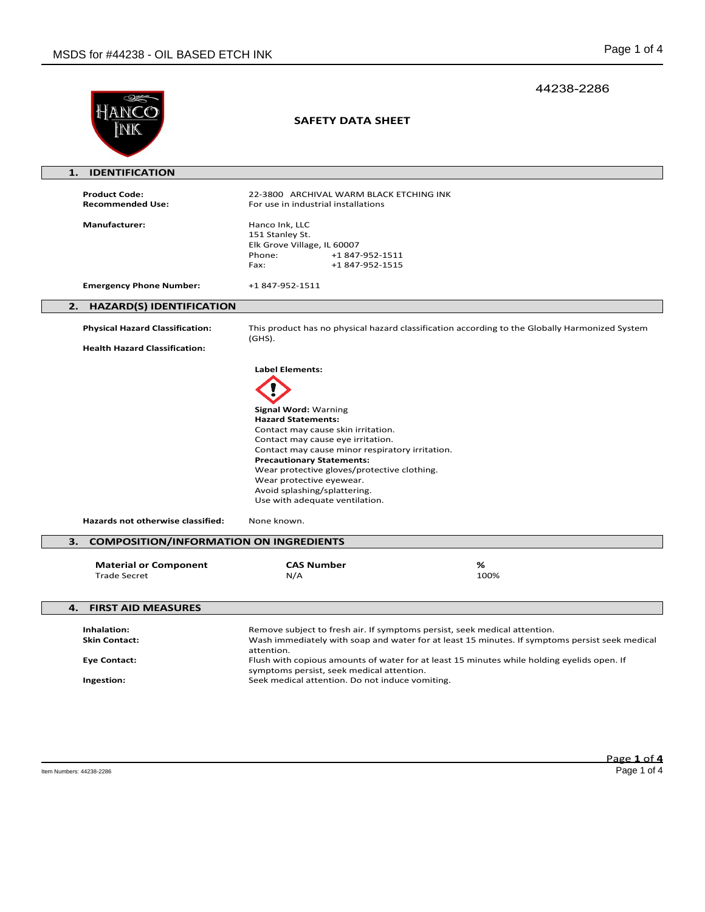44238-2286

**SAFETY DATA SHEET**

## 1. IDENTIFICATION

**Product Code:** 22-3800 ARCHIVAL WARM BLACK ETCHING INK

**Recommended Use:** For use in industrial installations

**Manufacturer:**
Hanco Ink, LLC
151 Stanley St.
Elk Grove Village, IL 60007
Phone: +1 847-952-1511
Fax: +1 847-952-1515

**Emergency Phone Number:** +1 847-952-1511

## 2. HAZARD(S) IDENTIFICATION

**Physical Hazard Classification:** This product has no physical hazard classification according to the Globally Harmonized System (GHS).

**Health Hazard Classification:**

**Label Elements:**

**Signal Word:** Warning

**Hazard Statements:**
Contact may cause skin irritation.
Contact may cause eye irritation.
Contact may cause minor respiratory irritation.

**Precautionary Statements:**
Wear protective gloves/protective clothing.
Wear protective eyewear.
Avoid splashing/splattering.
Use with adequate ventilation.

**Hazards not otherwise classified:** None known.

## 3. COMPOSITION/INFORMATION ON INGREDIENTS

| Material or Component | CAS Number | % |
|---|---|---|
| Trade Secret | N/A | 100% |

## 4. FIRST AID MEASURES

**Inhalation:** Remove subject to fresh air. If symptoms persist, seek medical attention.

**Skin Contact:** Wash immediately with soap and water for at least 15 minutes. If symptoms persist seek medical attention.

**Eye Contact:** Flush with copious amounts of water for at least 15 minutes while holding eyelids open. If symptoms persist, seek medical attention.

**Ingestion:** Seek medical attention. Do not induce vomiting.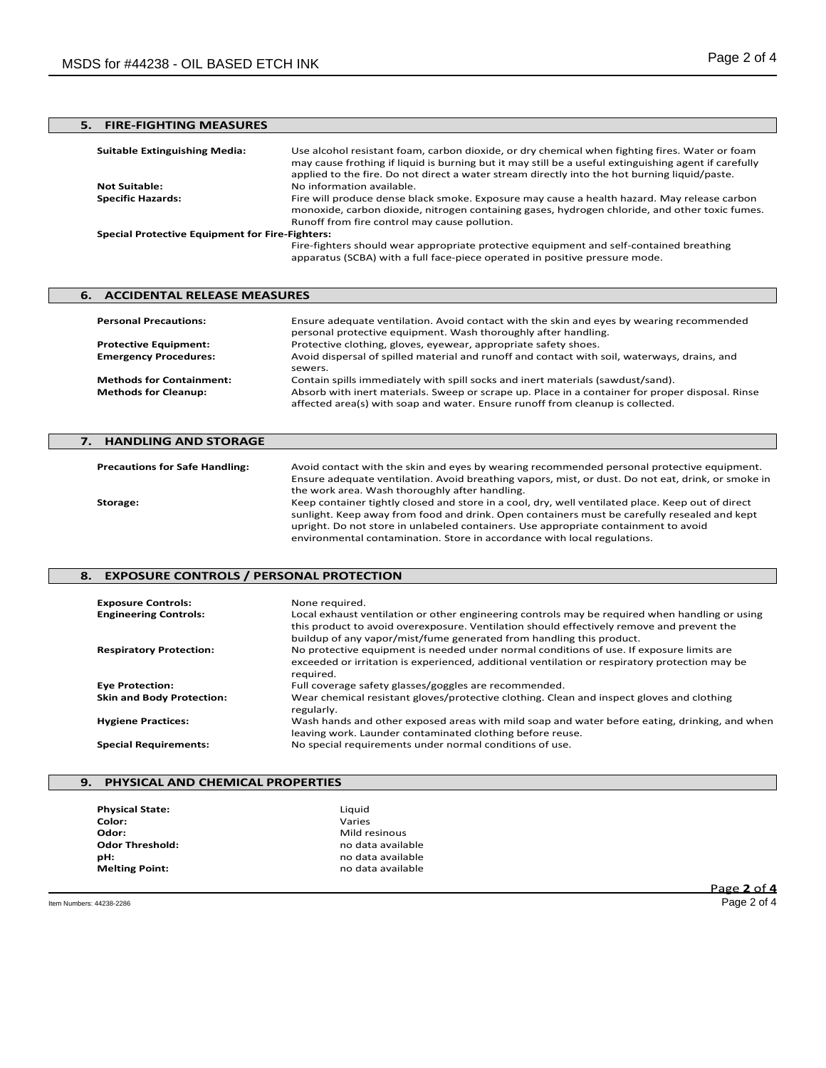## 5. FIRE-FIGHTING MEASURES

**Suitable Extinguishing Media:** Use alcohol resistant foam, carbon dioxide, or dry chemical when fighting fires. Water or foam may cause frothing if liquid is burning but it may still be a useful extinguishing agent if carefully applied to the fire. Do not direct a water stream directly into the hot burning liquid/paste.

**Not Suitable:** No information available.

**Specific Hazards:** Fire will produce dense black smoke. Exposure may cause a health hazard. May release carbon monoxide, carbon dioxide, nitrogen containing gases, hydrogen chloride, and other toxic fumes. Runoff from fire control may cause pollution.

**Special Protective Equipment for Fire-Fighters:**
Fire-fighters should wear appropriate protective equipment and self-contained breathing apparatus (SCBA) with a full face-piece operated in positive pressure mode.

## 6. ACCIDENTAL RELEASE MEASURES

**Personal Precautions:** Ensure adequate ventilation. Avoid contact with the skin and eyes by wearing recommended personal protective equipment. Wash thoroughly after handling.

**Protective Equipment:** Protective clothing, gloves, eyewear, appropriate safety shoes.

**Emergency Procedures:** Avoid dispersal of spilled material and runoff and contact with soil, waterways, drains, and sewers.

**Methods for Containment:** Contain spills immediately with spill socks and inert materials (sawdust/sand).

**Methods for Cleanup:** Absorb with inert materials. Sweep or scrape up. Place in a container for proper disposal. Rinse affected area(s) with soap and water. Ensure runoff from cleanup is collected.

## 7. HANDLING AND STORAGE

**Precautions for Safe Handling:** Avoid contact with the skin and eyes by wearing recommended personal protective equipment. Ensure adequate ventilation. Avoid breathing vapors, mist, or dust. Do not eat, drink, or smoke in the work area. Wash thoroughly after handling.

**Storage:** Keep container tightly closed and store in a cool, dry, well ventilated place. Keep out of direct sunlight. Keep away from food and drink. Open containers must be carefully resealed and kept upright. Do not store in unlabeled containers. Use appropriate containment to avoid environmental contamination. Store in accordance with local regulations.

## 8. EXPOSURE CONTROLS / PERSONAL PROTECTION

**Exposure Controls:** None required.

**Engineering Controls:** Local exhaust ventilation or other engineering controls may be required when handling or using this product to avoid overexposure. Ventilation should effectively remove and prevent the buildup of any vapor/mist/fume generated from handling this product.

**Respiratory Protection:** No protective equipment is needed under normal conditions of use. If exposure limits are exceeded or irritation is experienced, additional ventilation or respiratory protection may be required.

**Eye Protection:** Full coverage safety glasses/goggles are recommended.

**Skin and Body Protection:** Wear chemical resistant gloves/protective clothing. Clean and inspect gloves and clothing regularly.

**Hygiene Practices:** Wash hands and other exposed areas with mild soap and water before eating, drinking, and when leaving work. Launder contaminated clothing before reuse.

**Special Requirements:** No special requirements under normal conditions of use.

## 9. PHYSICAL AND CHEMICAL PROPERTIES

| | |
|---|---|
| **Physical State:** | Liquid |
| **Color:** | Varies |
| **Odor:** | Mild resinous |
| **Odor Threshold:** | no data available |
| **pH:** | no data available |
| **Melting Point:** | no data available |

Item Numbers: 44238-2286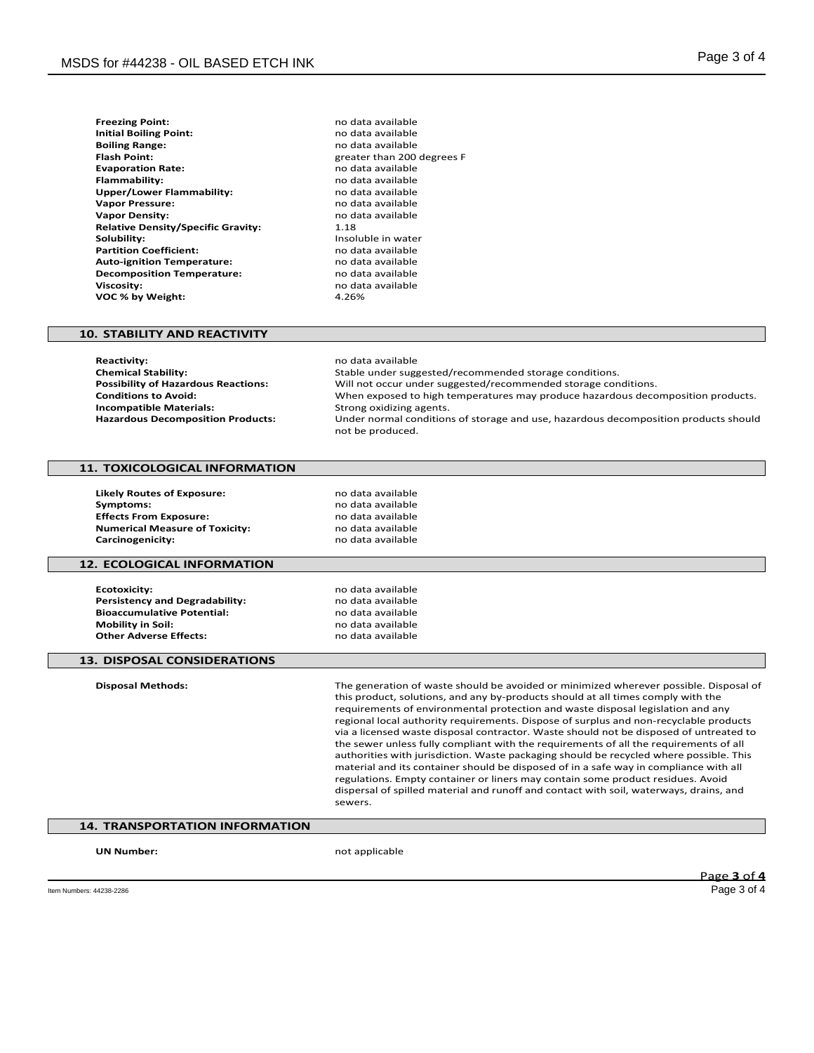| | |
|---|---|
| **Freezing Point:** | no data available |
| **Initial Boiling Point:** | no data available |
| **Boiling Range:** | no data available |
| **Flash Point:** | greater than 200 degrees F |
| **Evaporation Rate:** | no data available |
| **Flammability:** | no data available |
| **Upper/Lower Flammability:** | no data available |
| **Vapor Pressure:** | no data available |
| **Vapor Density:** | no data available |
| **Relative Density/Specific Gravity:** | 1.18 |
| **Solubility:** | Insoluble in water |
| **Partition Coefficient:** | no data available |
| **Auto-ignition Temperature:** | no data available |
| **Decomposition Temperature:** | no data available |
| **Viscosity:** | no data available |
| **VOC % by Weight:** | 4.26% |

## 10. STABILITY AND REACTIVITY

| | |
|---|---|
| **Reactivity:** | no data available |
| **Chemical Stability:** | Stable under suggested/recommended storage conditions. |
| **Possibility of Hazardous Reactions:** | Will not occur under suggested/recommended storage conditions. |
| **Conditions to Avoid:** | When exposed to high temperatures may produce hazardous decomposition products. |
| **Incompatible Materials:** | Strong oxidizing agents. |
| **Hazardous Decomposition Products:** | Under normal conditions of storage and use, hazardous decomposition products should not be produced. |

## 11. TOXICOLOGICAL INFORMATION

| | |
|---|---|
| **Likely Routes of Exposure:** | no data available |
| **Symptoms:** | no data available |
| **Effects From Exposure:** | no data available |
| **Numerical Measure of Toxicity:** | no data available |
| **Carcinogenicity:** | no data available |

## 12. ECOLOGICAL INFORMATION

| | |
|---|---|
| **Ecotoxicity:** | no data available |
| **Persistency and Degradability:** | no data available |
| **Bioaccumulative Potential:** | no data available |
| **Mobility in Soil:** | no data available |
| **Other Adverse Effects:** | no data available |

## 13. DISPOSAL CONSIDERATIONS

**Disposal Methods:** The generation of waste should be avoided or minimized wherever possible. Disposal of this product, solutions, and any by-products should at all times comply with the requirements of environmental protection and waste disposal legislation and any regional local authority requirements. Dispose of surplus and non-recyclable products via a licensed waste disposal contractor. Waste should not be disposed of untreated to the sewer unless fully compliant with the requirements of all the requirements of all authorities with jurisdiction. Waste packaging should be recycled where possible. This material and its container should be disposed of in a safe way in compliance with all regulations. Empty container or liners may contain some product residues. Avoid dispersal of spilled material and runoff and contact with soil, waterways, drains, and sewers.

## 14. TRANSPORTATION INFORMATION

**UN Number:** not applicable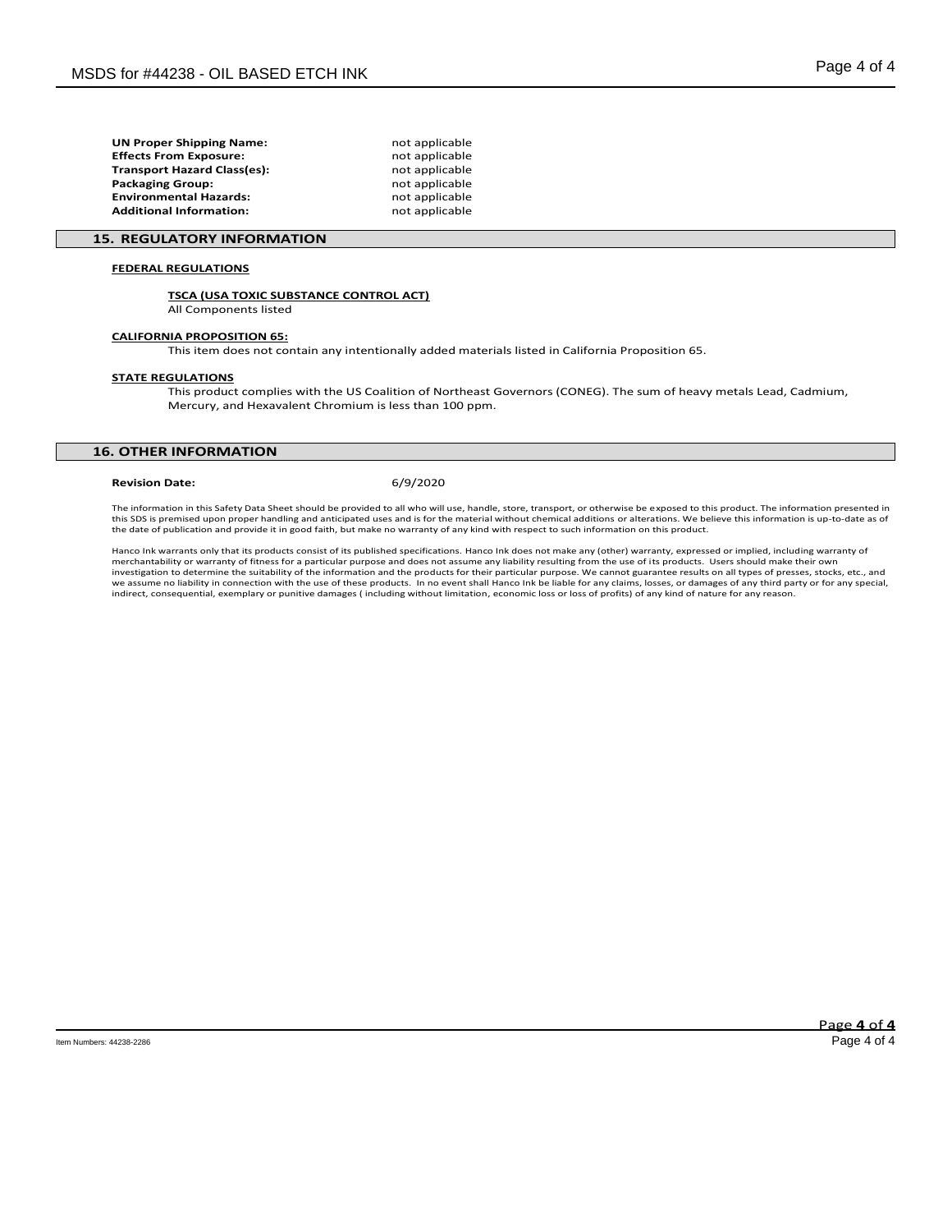| | |
|---|---|
| **UN Proper Shipping Name:** | not applicable |
| **Effects From Exposure:** | not applicable |
| **Transport Hazard Class(es):** | not applicable |
| **Packaging Group:** | not applicable |
| **Environmental Hazards:** | not applicable |
| **Additional Information:** | not applicable |

## 15. REGULATORY INFORMATION

**FEDERAL REGULATIONS**

**TSCA (USA TOXIC SUBSTANCE CONTROL ACT)**

All Components listed

**CALIFORNIA PROPOSITION 65:**

This item does not contain any intentionally added materials listed in California Proposition 65.

**STATE REGULATIONS**

This product complies with the US Coalition of Northeast Governors (CONEG). The sum of heavy metals Lead, Cadmium, Mercury, and Hexavalent Chromium is less than 100 ppm.

## 16. OTHER INFORMATION

**Revision Date:** 6/9/2020

The information in this Safety Data Sheet should be provided to all who will use, handle, store, transport, or otherwise be exposed to this product. The information presented in this SDS is premised upon proper handling and anticipated uses and is for the material without chemical additions or alterations. We believe this information is up-to-date as of the date of publication and provide it in good faith, but make no warranty of any kind with respect to such information on this product.

Hanco Ink warrants only that its products consist of its published specifications. Hanco Ink does not make any (other) warranty, expressed or implied, including warranty of merchantability or warranty of fitness for a particular purpose and does not assume any liability resulting from the use of its products. Users should make their own investigation to determine the suitability of the information and the products for their particular purpose. We cannot guarantee results on all types of presses, stocks, etc., and we assume no liability in connection with the use of these products. In no event shall Hanco Ink be liable for any claims, losses, or damages of any third party or for any special, indirect, consequential, exemplary or punitive damages ( including without limitation, economic loss or loss of profits) of any kind of nature for any reason.

Item Numbers: 44238-2286